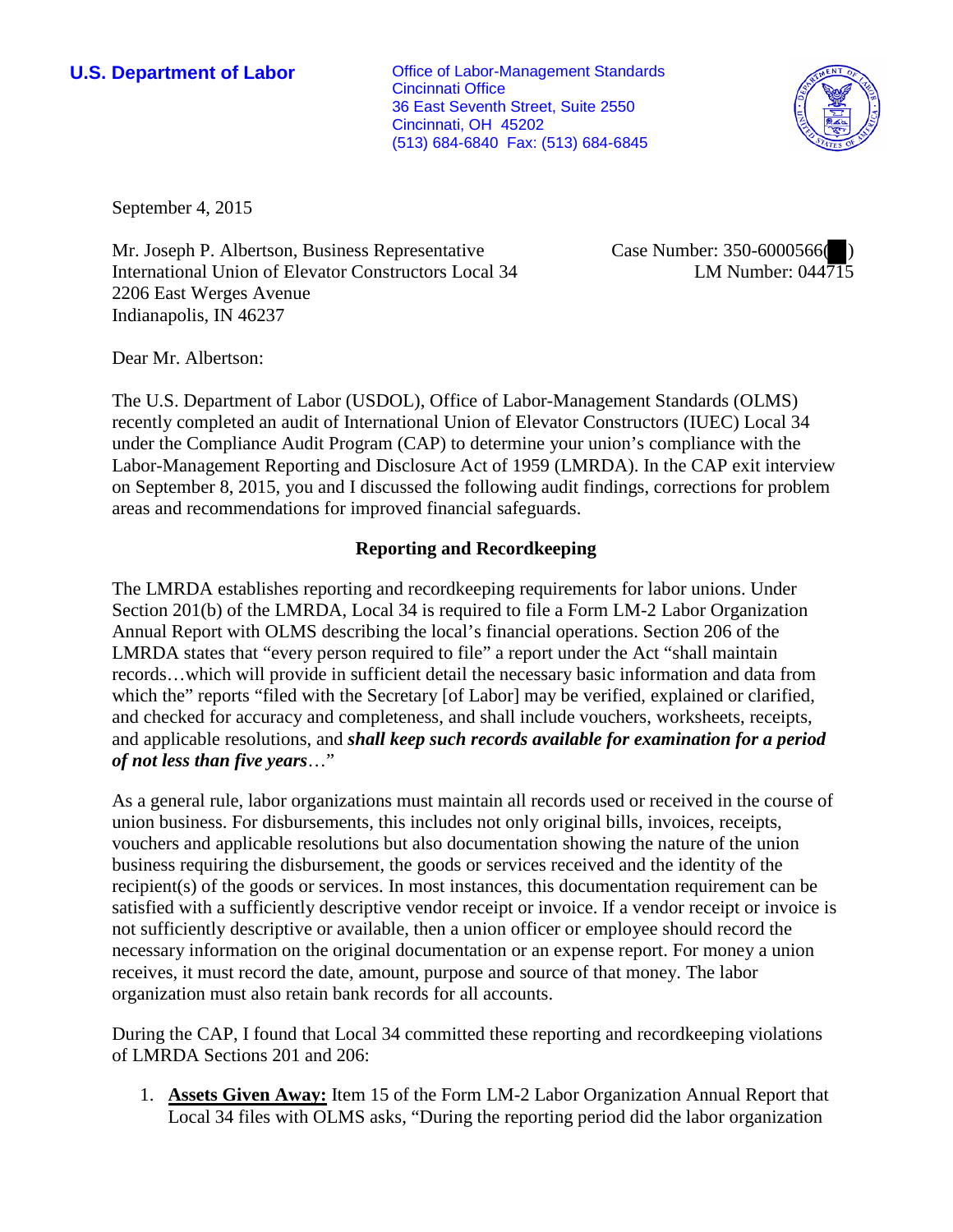**U.S. Department of Labor**

Office of Labor-Management Standards
Cincinnati Office
36 East Seventh Street, Suite 2550
Cincinnati, OH 45202
(513) 684-6840 Fax: (513) 684-6845

September 4, 2015

Mr. Joseph P. Albertson, Business Representative
International Union of Elevator Constructors Local 34
2206 East Werges Avenue
Indianapolis, IN 46237

Case Number: 350-6000566( )
LM Number: 044715

Dear Mr. Albertson:

The U.S. Department of Labor (USDOL), Office of Labor-Management Standards (OLMS) recently completed an audit of International Union of Elevator Constructors (IUEC) Local 34 under the Compliance Audit Program (CAP) to determine your union's compliance with the Labor-Management Reporting and Disclosure Act of 1959 (LMRDA). In the CAP exit interview on September 8, 2015, you and I discussed the following audit findings, corrections for problem areas and recommendations for improved financial safeguards.

**Reporting and Recordkeeping**

The LMRDA establishes reporting and recordkeeping requirements for labor unions. Under Section 201(b) of the LMRDA, Local 34 is required to file a Form LM-2 Labor Organization Annual Report with OLMS describing the local's financial operations. Section 206 of the LMRDA states that "every person required to file" a report under the Act "shall maintain records…which will provide in sufficient detail the necessary basic information and data from which the" reports "filed with the Secretary [of Labor] may be verified, explained or clarified, and checked for accuracy and completeness, and shall include vouchers, worksheets, receipts, and applicable resolutions, and ***shall keep such records available for examination for a period of not less than five years***…"

As a general rule, labor organizations must maintain all records used or received in the course of union business. For disbursements, this includes not only original bills, invoices, receipts, vouchers and applicable resolutions but also documentation showing the nature of the union business requiring the disbursement, the goods or services received and the identity of the recipient(s) of the goods or services. In most instances, this documentation requirement can be satisfied with a sufficiently descriptive vendor receipt or invoice. If a vendor receipt or invoice is not sufficiently descriptive or available, then a union officer or employee should record the necessary information on the original documentation or an expense report. For money a union receives, it must record the date, amount, purpose and source of that money. The labor organization must also retain bank records for all accounts.

During the CAP, I found that Local 34 committed these reporting and recordkeeping violations of LMRDA Sections 201 and 206:

1. **Assets Given Away:** Item 15 of the Form LM-2 Labor Organization Annual Report that Local 34 files with OLMS asks, "During the reporting period did the labor organization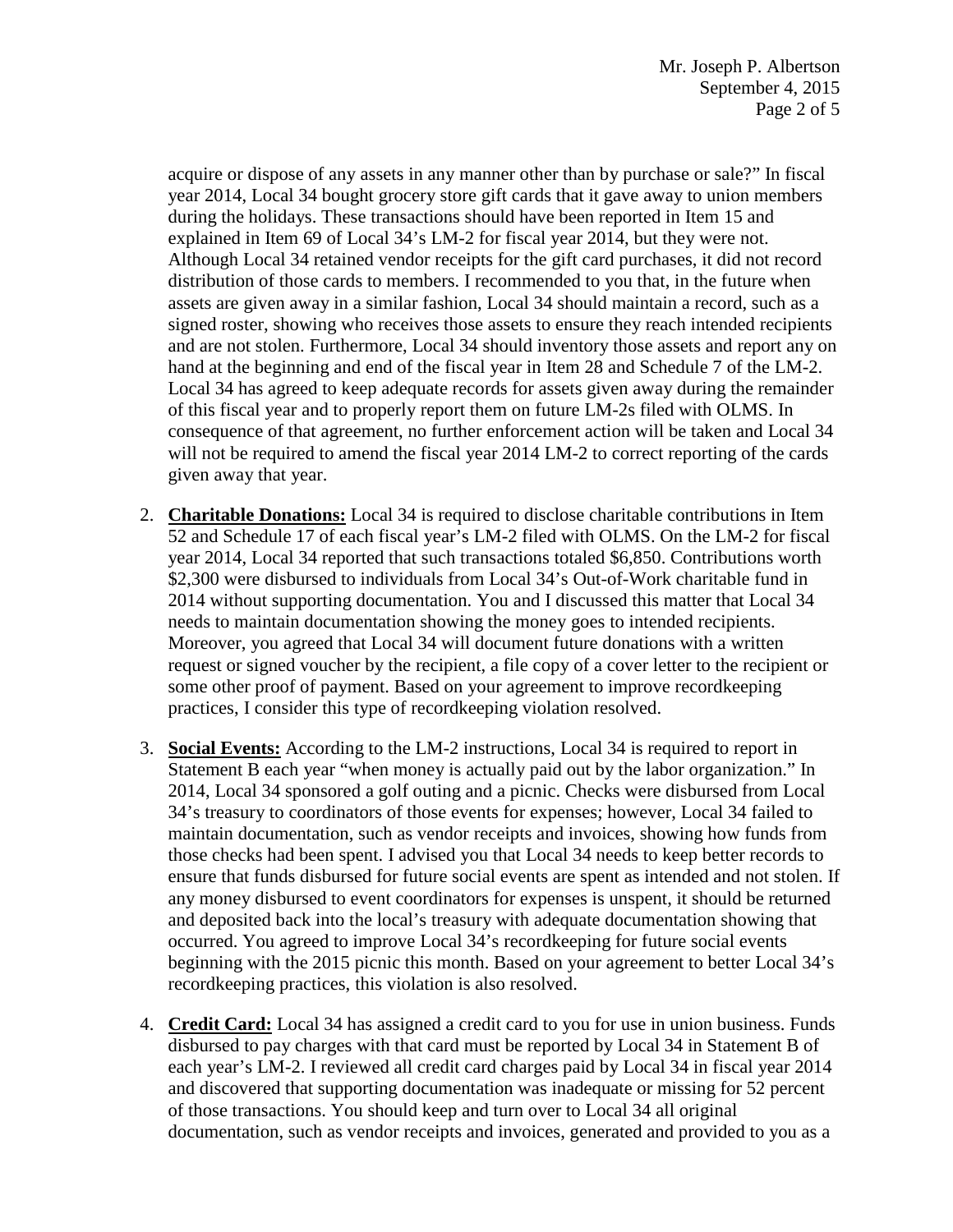acquire or dispose of any assets in any manner other than by purchase or sale?" In fiscal year 2014, Local 34 bought grocery store gift cards that it gave away to union members during the holidays. These transactions should have been reported in Item 15 and explained in Item 69 of Local 34's LM-2 for fiscal year 2014, but they were not. Although Local 34 retained vendor receipts for the gift card purchases, it did not record distribution of those cards to members. I recommended to you that, in the future when assets are given away in a similar fashion, Local 34 should maintain a record, such as a signed roster, showing who receives those assets to ensure they reach intended recipients and are not stolen. Furthermore, Local 34 should inventory those assets and report any on hand at the beginning and end of the fiscal year in Item 28 and Schedule 7 of the LM-2. Local 34 has agreed to keep adequate records for assets given away during the remainder of this fiscal year and to properly report them on future LM-2s filed with OLMS. In consequence of that agreement, no further enforcement action will be taken and Local 34 will not be required to amend the fiscal year 2014 LM-2 to correct reporting of the cards given away that year.

2. **Charitable Donations:** Local 34 is required to disclose charitable contributions in Item 52 and Schedule 17 of each fiscal year's LM-2 filed with OLMS. On the LM-2 for fiscal year 2014, Local 34 reported that such transactions totaled $6,850. Contributions worth $2,300 were disbursed to individuals from Local 34's Out-of-Work charitable fund in 2014 without supporting documentation. You and I discussed this matter that Local 34 needs to maintain documentation showing the money goes to intended recipients. Moreover, you agreed that Local 34 will document future donations with a written request or signed voucher by the recipient, a file copy of a cover letter to the recipient or some other proof of payment. Based on your agreement to improve recordkeeping practices, I consider this type of recordkeeping violation resolved.

3. **Social Events:** According to the LM-2 instructions, Local 34 is required to report in Statement B each year "when money is actually paid out by the labor organization." In 2014, Local 34 sponsored a golf outing and a picnic. Checks were disbursed from Local 34's treasury to coordinators of those events for expenses; however, Local 34 failed to maintain documentation, such as vendor receipts and invoices, showing how funds from those checks had been spent. I advised you that Local 34 needs to keep better records to ensure that funds disbursed for future social events are spent as intended and not stolen. If any money disbursed to event coordinators for expenses is unspent, it should be returned and deposited back into the local's treasury with adequate documentation showing that occurred. You agreed to improve Local 34's recordkeeping for future social events beginning with the 2015 picnic this month. Based on your agreement to better Local 34's recordkeeping practices, this violation is also resolved.

4. **Credit Card:** Local 34 has assigned a credit card to you for use in union business. Funds disbursed to pay charges with that card must be reported by Local 34 in Statement B of each year's LM-2. I reviewed all credit card charges paid by Local 34 in fiscal year 2014 and discovered that supporting documentation was inadequate or missing for 52 percent of those transactions. You should keep and turn over to Local 34 all original documentation, such as vendor receipts and invoices, generated and provided to you as a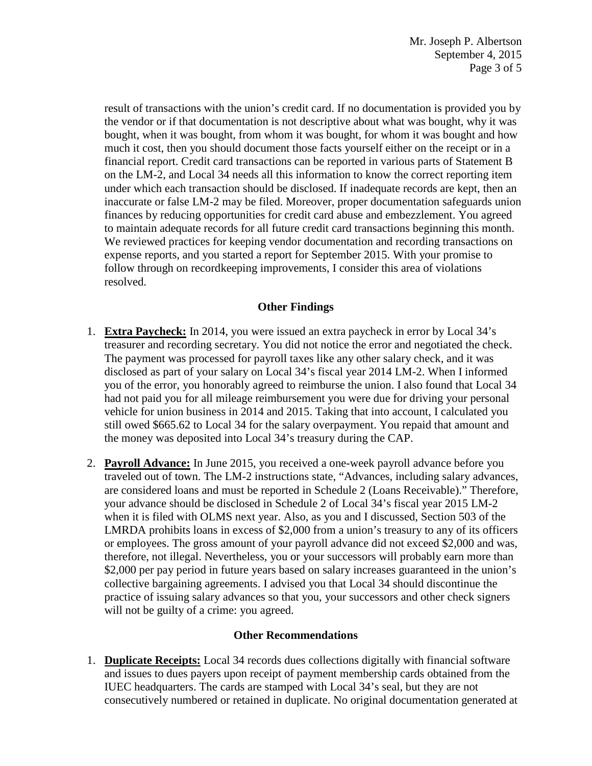result of transactions with the union's credit card. If no documentation is provided you by the vendor or if that documentation is not descriptive about what was bought, why it was bought, when it was bought, from whom it was bought, for whom it was bought and how much it cost, then you should document those facts yourself either on the receipt or in a financial report. Credit card transactions can be reported in various parts of Statement B on the LM-2, and Local 34 needs all this information to know the correct reporting item under which each transaction should be disclosed. If inadequate records are kept, then an inaccurate or false LM-2 may be filed. Moreover, proper documentation safeguards union finances by reducing opportunities for credit card abuse and embezzlement. You agreed to maintain adequate records for all future credit card transactions beginning this month. We reviewed practices for keeping vendor documentation and recording transactions on expense reports, and you started a report for September 2015. With your promise to follow through on recordkeeping improvements, I consider this area of violations resolved.

## Other Findings

1. **Extra Paycheck:** In 2014, you were issued an extra paycheck in error by Local 34's treasurer and recording secretary. You did not notice the error and negotiated the check. The payment was processed for payroll taxes like any other salary check, and it was disclosed as part of your salary on Local 34's fiscal year 2014 LM-2. When I informed you of the error, you honorably agreed to reimburse the union. I also found that Local 34 had not paid you for all mileage reimbursement you were due for driving your personal vehicle for union business in 2014 and 2015. Taking that into account, I calculated you still owed $665.62 to Local 34 for the salary overpayment. You repaid that amount and the money was deposited into Local 34's treasury during the CAP.

2. **Payroll Advance:** In June 2015, you received a one-week payroll advance before you traveled out of town. The LM-2 instructions state, "Advances, including salary advances, are considered loans and must be reported in Schedule 2 (Loans Receivable)." Therefore, your advance should be disclosed in Schedule 2 of Local 34's fiscal year 2015 LM-2 when it is filed with OLMS next year. Also, as you and I discussed, Section 503 of the LMRDA prohibits loans in excess of $2,000 from a union's treasury to any of its officers or employees. The gross amount of your payroll advance did not exceed $2,000 and was, therefore, not illegal. Nevertheless, you or your successors will probably earn more than $2,000 per pay period in future years based on salary increases guaranteed in the union's collective bargaining agreements. I advised you that Local 34 should discontinue the practice of issuing salary advances so that you, your successors and other check signers will not be guilty of a crime: you agreed.

## Other Recommendations

1. **Duplicate Receipts:** Local 34 records dues collections digitally with financial software and issues to dues payers upon receipt of payment membership cards obtained from the IUEC headquarters. The cards are stamped with Local 34's seal, but they are not consecutively numbered or retained in duplicate. No original documentation generated at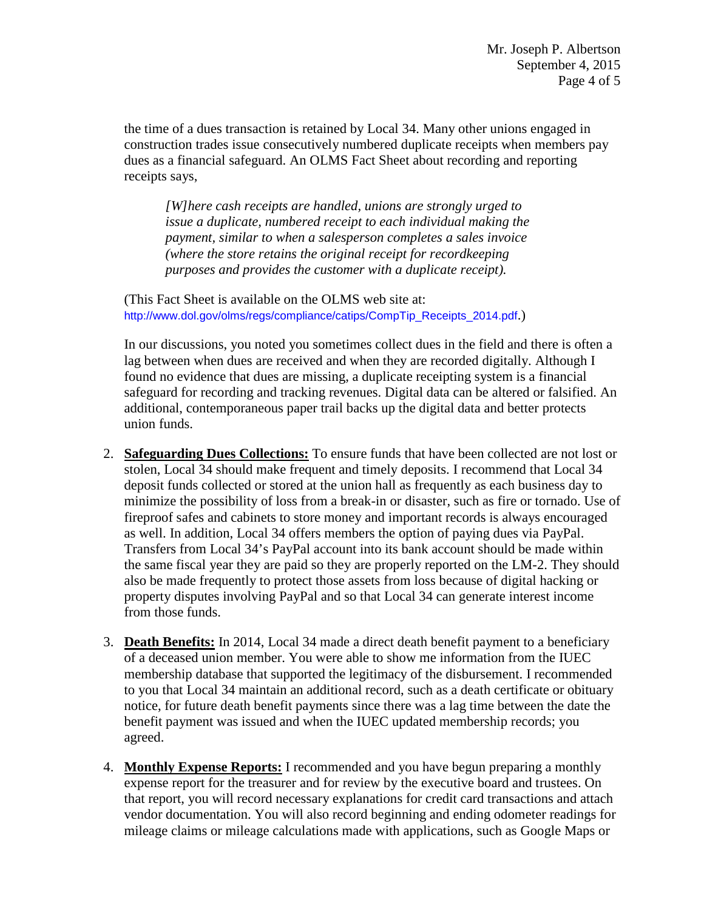the time of a dues transaction is retained by Local 34. Many other unions engaged in construction trades issue consecutively numbered duplicate receipts when members pay dues as a financial safeguard. An OLMS Fact Sheet about recording and reporting receipts says,

> *[W]here cash receipts are handled, unions are strongly urged to issue a duplicate, numbered receipt to each individual making the payment, similar to when a salesperson completes a sales invoice (where the store retains the original receipt for recordkeeping purposes and provides the customer with a duplicate receipt).*

(This Fact Sheet is available on the OLMS web site at: http://www.dol.gov/olms/regs/compliance/catips/CompTip_Receipts_2014.pdf.)

In our discussions, you noted you sometimes collect dues in the field and there is often a lag between when dues are received and when they are recorded digitally. Although I found no evidence that dues are missing, a duplicate receipting system is a financial safeguard for recording and tracking revenues. Digital data can be altered or falsified. An additional, contemporaneous paper trail backs up the digital data and better protects union funds.

2. **Safeguarding Dues Collections:** To ensure funds that have been collected are not lost or stolen, Local 34 should make frequent and timely deposits. I recommend that Local 34 deposit funds collected or stored at the union hall as frequently as each business day to minimize the possibility of loss from a break-in or disaster, such as fire or tornado. Use of fireproof safes and cabinets to store money and important records is always encouraged as well. In addition, Local 34 offers members the option of paying dues via PayPal. Transfers from Local 34's PayPal account into its bank account should be made within the same fiscal year they are paid so they are properly reported on the LM-2. They should also be made frequently to protect those assets from loss because of digital hacking or property disputes involving PayPal and so that Local 34 can generate interest income from those funds.

3. **Death Benefits:** In 2014, Local 34 made a direct death benefit payment to a beneficiary of a deceased union member. You were able to show me information from the IUEC membership database that supported the legitimacy of the disbursement. I recommended to you that Local 34 maintain an additional record, such as a death certificate or obituary notice, for future death benefit payments since there was a lag time between the date the benefit payment was issued and when the IUEC updated membership records; you agreed.

4. **Monthly Expense Reports:** I recommended and you have begun preparing a monthly expense report for the treasurer and for review by the executive board and trustees. On that report, you will record necessary explanations for credit card transactions and attach vendor documentation. You will also record beginning and ending odometer readings for mileage claims or mileage calculations made with applications, such as Google Maps or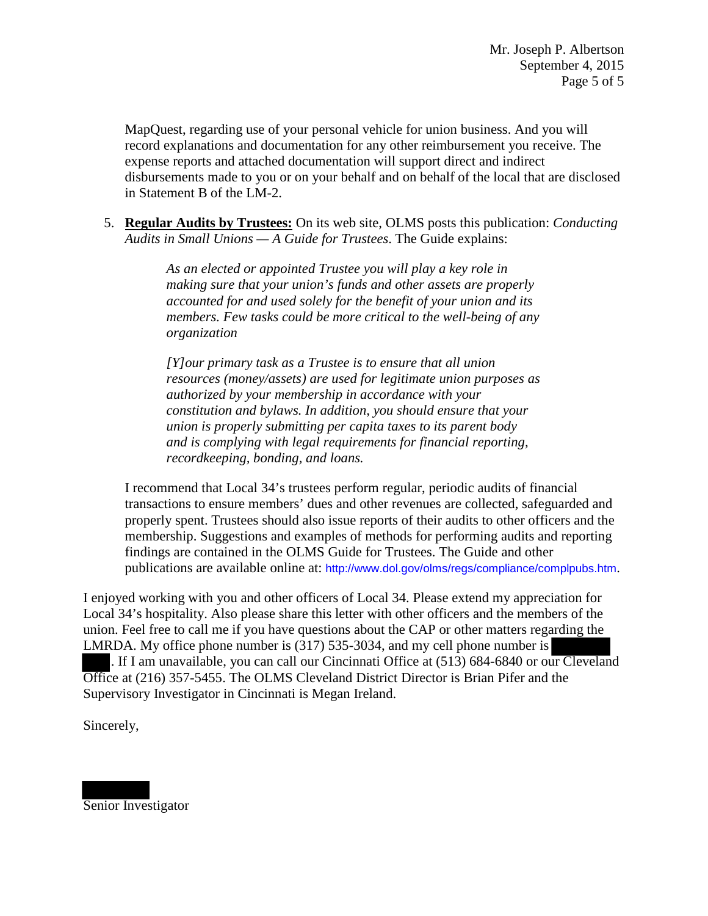MapQuest, regarding use of your personal vehicle for union business. And you will record explanations and documentation for any other reimbursement you receive. The expense reports and attached documentation will support direct and indirect disbursements made to you or on your behalf and on behalf of the local that are disclosed in Statement B of the LM-2.

5. **Regular Audits by Trustees:** On its web site, OLMS posts this publication: *Conducting Audits in Small Unions — A Guide for Trustees*. The Guide explains:

   > *As an elected or appointed Trustee you will play a key role in making sure that your union's funds and other assets are properly accounted for and used solely for the benefit of your union and its members. Few tasks could be more critical to the well-being of any organization*
   >
   > *[Y]our primary task as a Trustee is to ensure that all union resources (money/assets) are used for legitimate union purposes as authorized by your membership in accordance with your constitution and bylaws. In addition, you should ensure that your union is properly submitting per capita taxes to its parent body and is complying with legal requirements for financial reporting, recordkeeping, bonding, and loans.*

   I recommend that Local 34's trustees perform regular, periodic audits of financial transactions to ensure members' dues and other revenues are collected, safeguarded and properly spent. Trustees should also issue reports of their audits to other officers and the membership. Suggestions and examples of methods for performing audits and reporting findings are contained in the OLMS Guide for Trustees. The Guide and other publications are available online at: http://www.dol.gov/olms/regs/compliance/complpubs.htm.

I enjoyed working with you and other officers of Local 34. Please extend my appreciation for Local 34's hospitality. Also please share this letter with other officers and the members of the union. Feel free to call me if you have questions about the CAP or other matters regarding the LMRDA. My office phone number is (317) 535-3034, and my cell phone number is [REDACTED]. If I am unavailable, you can call our Cincinnati Office at (513) 684-6840 or our Cleveland Office at (216) 357-5455. The OLMS Cleveland District Director is Brian Pifer and the Supervisory Investigator in Cincinnati is Megan Ireland.

Sincerely,

[REDACTED]
Senior Investigator